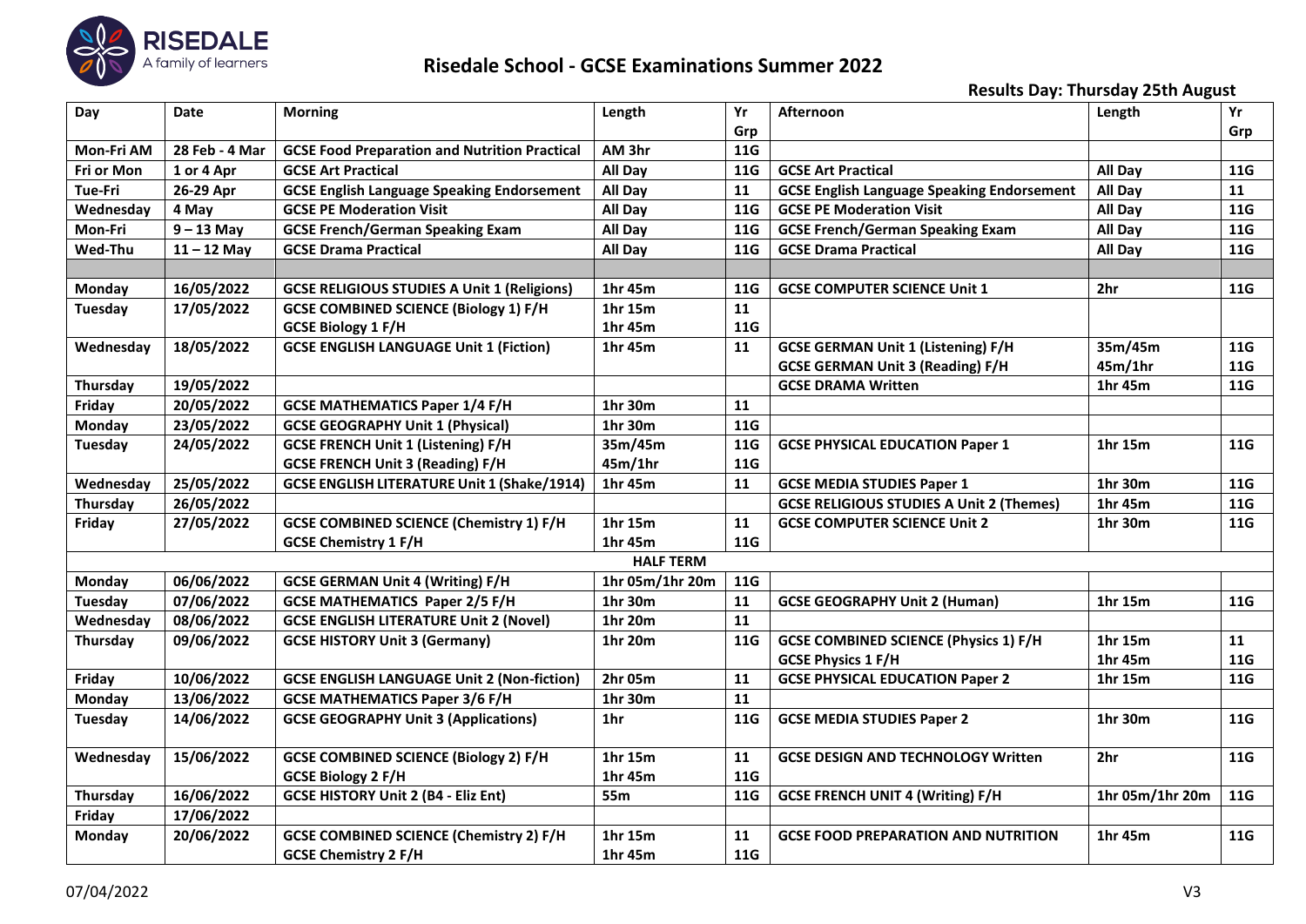RISEDALE
A family of learners

# Risedale School - GCSE Examinations Summer 2022

**Results Day: Thursday 25th August**

| Day | Date | Morning | Length | Yr Grp | Afternoon | Length | Yr Grp |
|---|---|---|---|---|---|---|---|
| **Mon-Fri AM** | **28 Feb - 4 Mar** | **GCSE Food Preparation and Nutrition Practical** | **AM 3hr** | **11G** | | | |
| **Fri or Mon** | **1 or 4 Apr** | **GCSE Art Practical** | **All Day** | **11G** | **GCSE Art Practical** | **All Day** | **11G** |
| **Tue-Fri** | **26-29 Apr** | **GCSE English Language Speaking Endorsement** | **All Day** | **11** | **GCSE English Language Speaking Endorsement** | **All Day** | **11** |
| **Wednesday** | **4 May** | **GCSE PE Moderation Visit** | **All Day** | **11G** | **GCSE PE Moderation Visit** | **All Day** | **11G** |
| **Mon-Fri** | **9 – 13 May** | **GCSE French/German Speaking Exam** | **All Day** | **11G** | **GCSE French/German Speaking Exam** | **All Day** | **11G** |
| **Wed-Thu** | **11 – 12 May** | **GCSE Drama Practical** | **All Day** | **11G** | **GCSE Drama Practical** | **All Day** | **11G** |
| | | | | | | | |
| **Monday** | **16/05/2022** | **GCSE RELIGIOUS STUDIES A Unit 1 (Religions)** | **1hr 45m** | **11G** | **GCSE COMPUTER SCIENCE Unit 1** | **2hr** | **11G** |
| **Tuesday** | **17/05/2022** | **GCSE COMBINED SCIENCE (Biology 1) F/H**<br>**GCSE Biology 1 F/H** | **1hr 15m**<br>**1hr 45m** | **11**<br>**11G** | | | |
| **Wednesday** | **18/05/2022** | **GCSE ENGLISH LANGUAGE Unit 1 (Fiction)** | **1hr 45m** | **11** | **GCSE GERMAN Unit 1 (Listening) F/H**<br>**GCSE GERMAN Unit 3 (Reading) F/H** | **35m/45m**<br>**45m/1hr** | **11G**<br>**11G** |
| **Thursday** | **19/05/2022** | | | | **GCSE DRAMA Written** | **1hr 45m** | **11G** |
| **Friday** | **20/05/2022** | **GCSE MATHEMATICS Paper 1/4 F/H** | **1hr 30m** | **11** | | | |
| **Monday** | **23/05/2022** | **GCSE GEOGRAPHY Unit 1 (Physical)** | **1hr 30m** | **11G** | | | |
| **Tuesday** | **24/05/2022** | **GCSE FRENCH Unit 1 (Listening) F/H**<br>**GCSE FRENCH Unit 3 (Reading) F/H** | **35m/45m**<br>**45m/1hr** | **11G**<br>**11G** | **GCSE PHYSICAL EDUCATION Paper 1** | **1hr 15m** | **11G** |
| **Wednesday** | **25/05/2022** | **GCSE ENGLISH LITERATURE Unit 1 (Shake/1914)** | **1hr 45m** | **11** | **GCSE MEDIA STUDIES Paper 1** | **1hr 30m** | **11G** |
| **Thursday** | **26/05/2022** | | | | **GCSE RELIGIOUS STUDIES A Unit 2 (Themes)** | **1hr 45m** | **11G** |
| **Friday** | **27/05/2022** | **GCSE COMBINED SCIENCE (Chemistry 1) F/H**<br>**GCSE Chemistry 1 F/H** | **1hr 15m**<br>**1hr 45m** | **11**<br>**11G** | **GCSE COMPUTER SCIENCE Unit 2** | **1hr 30m** | **11G** |
| | | | **HALF TERM** | | | | |
| **Monday** | **06/06/2022** | **GCSE GERMAN Unit 4 (Writing) F/H** | **1hr 05m/1hr 20m** | **11G** | | | |
| **Tuesday** | **07/06/2022** | **GCSE MATHEMATICS Paper 2/5 F/H** | **1hr 30m** | **11** | **GCSE GEOGRAPHY Unit 2 (Human)** | **1hr 15m** | **11G** |
| **Wednesday** | **08/06/2022** | **GCSE ENGLISH LITERATURE Unit 2 (Novel)** | **1hr 20m** | **11** | | | |
| **Thursday** | **09/06/2022** | **GCSE HISTORY Unit 3 (Germany)** | **1hr 20m** | **11G** | **GCSE COMBINED SCIENCE (Physics 1) F/H**<br>**GCSE Physics 1 F/H** | **1hr 15m**<br>**1hr 45m** | **11**<br>**11G** |
| **Friday** | **10/06/2022** | **GCSE ENGLISH LANGUAGE Unit 2 (Non-fiction)** | **2hr 05m** | **11** | **GCSE PHYSICAL EDUCATION Paper 2** | **1hr 15m** | **11G** |
| **Monday** | **13/06/2022** | **GCSE MATHEMATICS Paper 3/6 F/H** | **1hr 30m** | **11** | | | |
| **Tuesday** | **14/06/2022** | **GCSE GEOGRAPHY Unit 3 (Applications)** | **1hr** | **11G** | **GCSE MEDIA STUDIES Paper 2** | **1hr 30m** | **11G** |
| **Wednesday** | **15/06/2022** | **GCSE COMBINED SCIENCE (Biology 2) F/H**<br>**GCSE Biology 2 F/H** | **1hr 15m**<br>**1hr 45m** | **11**<br>**11G** | **GCSE DESIGN AND TECHNOLOGY Written** | **2hr** | **11G** |
| **Thursday** | **16/06/2022** | **GCSE HISTORY Unit 2 (B4 - Eliz Ent)** | **55m** | **11G** | **GCSE FRENCH UNIT 4 (Writing) F/H** | **1hr 05m/1hr 20m** | **11G** |
| **Friday** | **17/06/2022** | | | | | | |
| **Monday** | **20/06/2022** | **GCSE COMBINED SCIENCE (Chemistry 2) F/H**<br>**GCSE Chemistry 2 F/H** | **1hr 15m**<br>**1hr 45m** | **11**<br>**11G** | **GCSE FOOD PREPARATION AND NUTRITION** | **1hr 45m** | **11G** |

07/04/2022 V3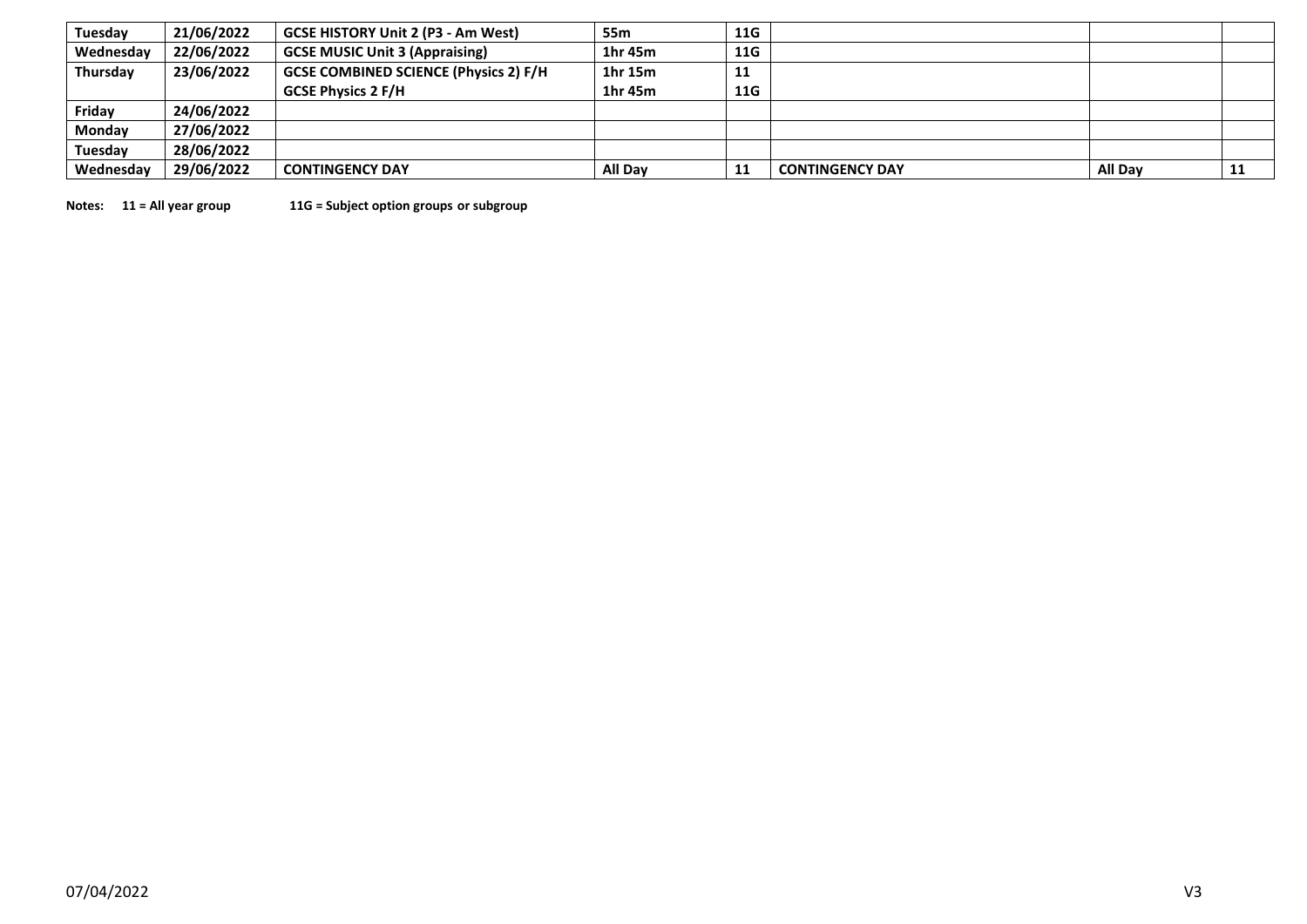| | | | | | | | |
|---|---|---|---|---|---|---|---|
| **Tuesday** | **21/06/2022** | **GCSE HISTORY Unit 2 (P3 - Am West)** | **55m** | **11G** | | | |
| **Wednesday** | **22/06/2022** | **GCSE MUSIC Unit 3 (Appraising)** | **1hr 45m** | **11G** | | | |
| **Thursday** | **23/06/2022** | **GCSE COMBINED SCIENCE (Physics 2) F/H** | **1hr 15m** | **11** | | | |
| | | **GCSE Physics 2 F/H** | **1hr 45m** | **11G** | | | |
| **Friday** | **24/06/2022** | | | | | | |
| **Monday** | **27/06/2022** | | | | | | |
| **Tuesday** | **28/06/2022** | | | | | | |
| **Wednesday** | **29/06/2022** | **CONTINGENCY DAY** | **All Day** | **11** | **CONTINGENCY DAY** | **All Day** | **11** |

**Notes: 11 = All year group 11G = Subject option groups or subgroup**

07/04/2022 V3